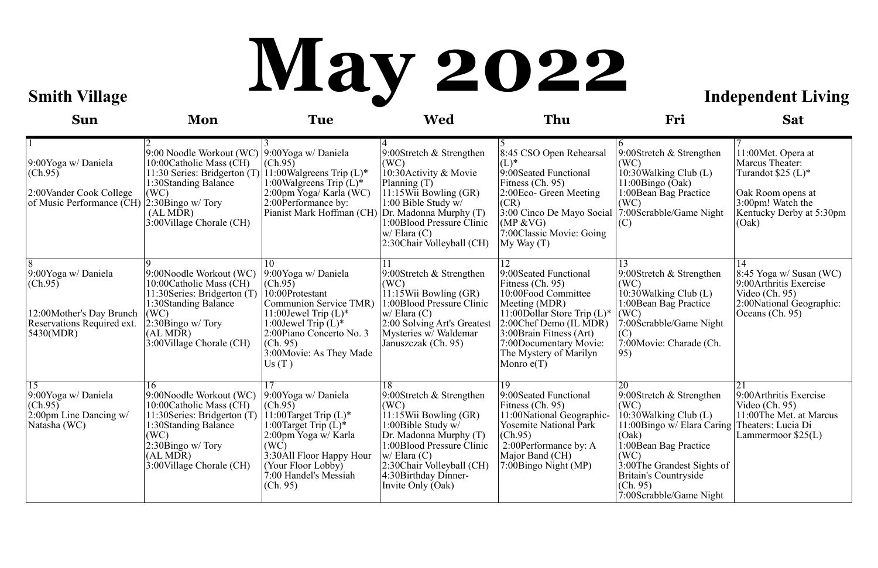# May 2022

**Smith Village** — **Independent Living**

| Sun | Mon | Tue | Wed | Thu | Fri | Sat |
|---|---|---|---|---|---|---|
| 1<br>9:00Yoga w/ Daniela (Ch.95)<br>2:00Vander Cook College of Music Performance (CH) | 2<br>9:00 Noodle Workout (WC)<br>10:00Catholic Mass (CH)<br>11:30 Series: Bridgerton (T)<br>1:30Standing Balance (WC)<br>2:30Bingo w/ Tory (AL MDR)<br>3:00Village Chorale (CH) | 3<br>9:00Yoga w/ Daniela (Ch.95)<br>11:00Walgreens Trip (L)*<br>1:00Walgreens Trip (L)*<br>2:00pm Yoga/ Karla (WC)<br>2:00Performance by: Pianist Mark Hoffman (CH) | 4<br>9:00Stretch & Strengthen (WC)<br>10:30Activity & Movie Planning (T)<br>11:15Wii Bowling (GR)<br>1:00 Bible Study w/ Dr. Madonna Murphy (T)<br>1:00Blood Pressure Clinic w/ Elara (C)<br>2:30Chair Volleyball (CH) | 5<br>8:45 CSO Open Rehearsal (L)*<br>9:00Seated Functional Fitness (Ch. 95)<br>2:00Eco- Green Meeting (CR)<br>3:00 Cinco De Mayo Social (MP &VG)<br>7:00Classic Movie: Going My Way (T) | 6<br>9:00Stretch & Strengthen (WC)<br>10:30Walking Club (L)<br>11:00Bingo (Oak)<br>1:00Bean Bag Practice (WC)<br>7:00Scrabble/Game Night (C) | 7<br>11:00Met. Opera at Marcus Theater: Turandot $25 (L)*<br>Oak Room opens at 3:00pm! Watch the Kentucky Derby at 5:30pm (Oak) |
| 8<br>9:00Yoga w/ Daniela (Ch.95)<br>12:00Mother's Day Brunch Reservations Required ext. 5430(MDR) | 9<br>9:00Noodle Workout (WC)<br>11:30Series: Bridgerton (T)<br>1:30Standing Balance (WC)<br>2:30Bingo w/ Tory (AL MDR)<br>3:00Village Chorale (CH) | 10<br>9:00Yoga w/ Daniela (Ch.95)<br>10:00Protestant Communion Service TMR)<br>11:00Jewel Trip (L)*<br>1:00Jewel Trip (L)*<br>2:00Piano Concerto No. 3 (Ch. 95)<br>3:00Movie: As They Made Us (T ) | 11<br>9:00Stretch & Strengthen (WC)<br>11:15Wii Bowling (GR)<br>1:00Blood Pressure Clinic w/ Elara (C)<br>2:00 Solving Art's Greatest Mysteries w/ Waldemar Januszczak (Ch. 95) | 12<br>9:00Seated Functional Fitness (Ch. 95)<br>10:00Food Committee Meeting (MDR)<br>11:00Dollar Store Trip (L)*<br>2:00Chef Demo (IL MDR)<br>3:00Brain Fitness (Art)<br>7:00Documentary Movie: The Mystery of Marilyn Monro e(T) | 13<br>9:00Stretch & Strengthen (WC)<br>10:30Walking Club (L)<br>1:00Bean Bag Practice (WC)<br>7:00Scrabble/Game Night (C)<br>7:00Movie: Charade (Ch. 95) | 14<br>8:45 Yoga w/ Susan (WC)<br>9:00Arthritis Exercise Video (Ch. 95)<br>2:00National Geographic: Oceans (Ch. 95) |
| 15<br>9:00Yoga w/ Daniela (Ch.95)<br>2:00pm Line Dancing w/ Natasha (WC) | 16<br>9:00Noodle Workout (WC)<br>10:00Catholic Mass (CH)<br>11:30Series: Bridgerton (T)<br>1:30Standing Balance (WC)<br>2:30Bingo w/ Tory (AL MDR)<br>3:00Village Chorale (CH) | 17<br>9:00Yoga w/ Daniela (Ch.95)<br>11:00Target Trip (L)*<br>1:00Target Trip (L)*<br>2:00pm Yoga w/ Karla (WC)<br>3:30All Floor Happy Hour (Your Floor Lobby)<br>7:00 Handel's Messiah (Ch. 95) | 18<br>9:00Stretch & Strengthen (WC)<br>11:15Wii Bowling (GR)<br>1:00Bible Study w/ Dr. Madonna Murphy (T)<br>1:00Blood Pressure Clinic w/ Elara (C)<br>2:30Chair Volleyball (CH)<br>4:30Birthday Dinner- Invite Only (Oak) | 19<br>9:00Seated Functional Fitness (Ch. 95)<br>11:00National Geographic- Yosemite National Park (Ch.95)<br>2:00Performance by: A Major Band (CH)<br>7:00Bingo Night (MP) | 20<br>9:00Stretch & Strengthen (WC)<br>10:30Walking Club (L)<br>11:00Bingo w/ Elara Caring (Oak)<br>1:00Bean Bag Practice (WC)<br>3:00The Grandest Sights of Britain's Countryside (Ch. 95)<br>7:00Scrabble/Game Night | 21<br>9:00Arthritis Exercise Video (Ch. 95)<br>11:00The Met. at Marcus Theaters: Lucia Di Lammermoor $25(L) |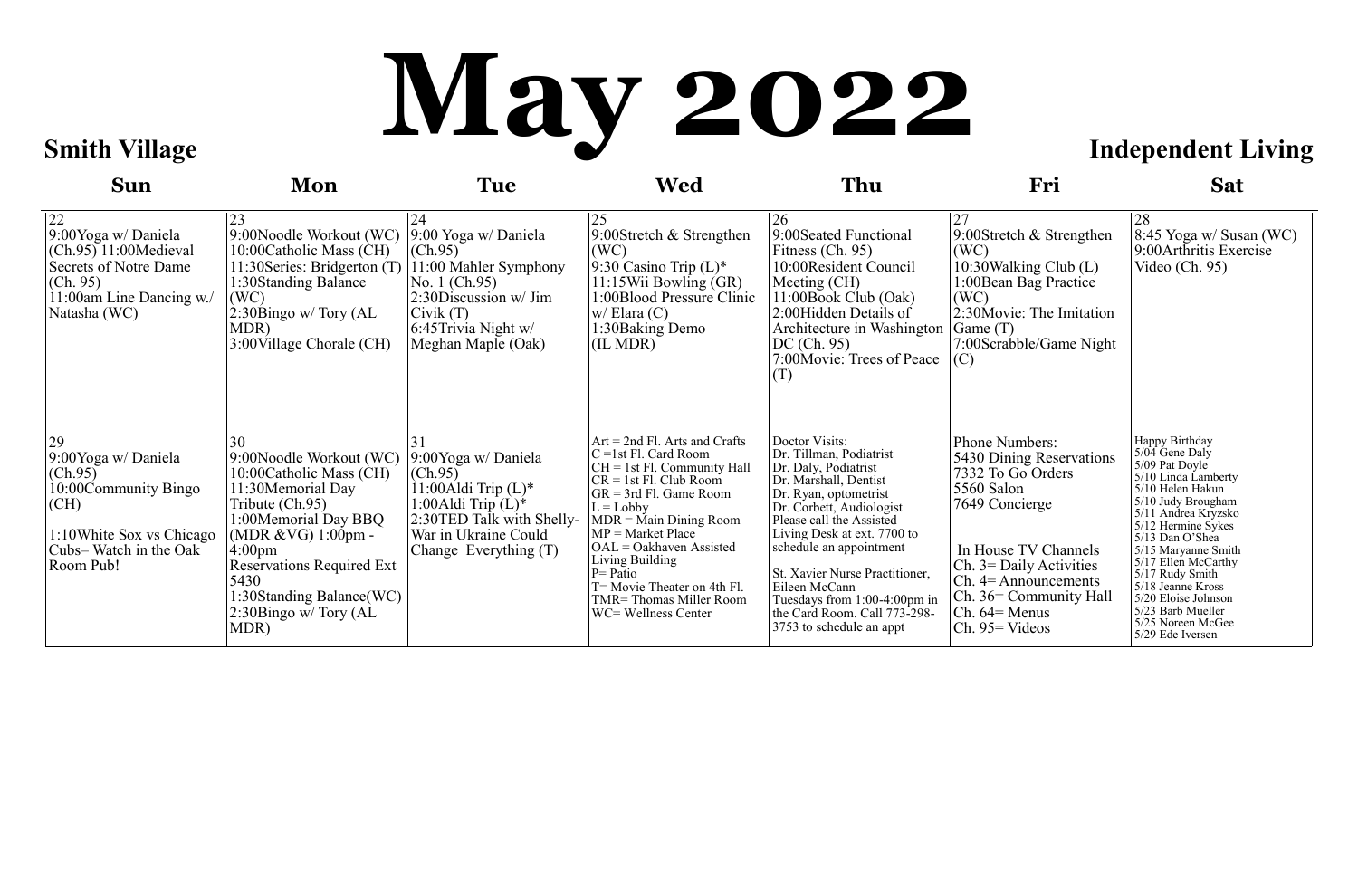# May 2022

**Smith Village** **Independent Living**

| Sun | Mon | Tue | Wed | Thu | Fri | Sat |
|---|---|---|---|---|---|---|
| 22<br>9:00Yoga w/ Daniela (Ch.95) 11:00Medieval Secrets of Notre Dame (Ch. 95)<br>11:00am Line Dancing w./ Natasha (WC) | 23<br>9:00Noodle Workout (WC)<br>10:00Catholic Mass (CH)<br>11:30Series: Bridgerton (T)<br>1:30Standing Balance (WC)<br>2:30Bingo w/ Tory (AL MDR)<br>3:00Village Chorale (CH) | 24<br>9:00 Yoga w/ Daniela (Ch.95)<br>11:00 Mahler Symphony No. 1 (Ch.95)<br>2:30Discussion w/ Jim Civik (T)<br>6:45Trivia Night w/ Meghan Maple (Oak) | 25<br>9:00Stretch & Strengthen (WC)<br>9:30 Casino Trip (L)*<br>11:15Wii Bowling (GR)<br>1:00Blood Pressure Clinic w/ Elara (C)<br>1:30Baking Demo (IL MDR) | 26<br>9:00Seated Functional Fitness (Ch. 95)<br>10:00Resident Council Meeting (CH)<br>11:00Book Club (Oak)<br>2:00Hidden Details of Architecture in Washington DC (Ch. 95)<br>7:00Movie: Trees of Peace (T) | 27<br>9:00Stretch & Strengthen (WC)<br>10:30Walking Club (L)<br>1:00Bean Bag Practice (WC)<br>2:30Movie: The Imitation Game (T)<br>7:00Scrabble/Game Night (C) | 28<br>8:45 Yoga w/ Susan (WC)<br>9:00Arthritis Exercise Video (Ch. 95) |
| 29<br>9:00Yoga w/ Daniela (Ch.95)<br>10:00Community Bingo (CH)<br>1:10White Sox vs Chicago Cubs– Watch in the Oak Room Pub! | 30<br>9:00Noodle Workout (WC)<br>10:00Catholic Mass (CH)<br>11:30Memorial Day Tribute (Ch.95)<br>1:00Memorial Day BBQ (MDR &VG) 1:00pm - 4:00pm<br>Reservations Required Ext 5430<br>1:30Standing Balance(WC)<br>2:30Bingo w/ Tory (AL MDR) | 31<br>9:00Yoga w/ Daniela (Ch.95)<br>11:00Aldi Trip (L)*<br>1:00Aldi Trip (L)*<br>2:30TED Talk with Shelly-War in Ukraine Could Change Everything (T) | Art = 2nd Fl. Arts and Crafts<br>C =1st Fl. Card Room<br>CH = 1st Fl. Community Hall<br>CR = 1st Fl. Club Room<br>GR = 3rd Fl. Game Room<br>L = Lobby<br>MDR = Main Dining Room<br>MP = Market Place<br>OAL = Oakhaven Assisted Living Building<br>P= Patio<br>T= Movie Theater on 4th Fl.<br>TMR= Thomas Miller Room<br>WC= Wellness Center | Doctor Visits:<br>Dr. Tillman, Podiatrist<br>Dr. Daly, Podiatrist<br>Dr. Marshall, Dentist<br>Dr. Ryan, optometrist<br>Dr. Corbett, Audiologist<br>Please call the Assisted Living Desk at ext. 7700 to schedule an appointment<br><br>St. Xavier Nurse Practitioner, Eileen McCann<br>Tuesdays from 1:00-4:00pm in the Card Room. Call 773-298-3753 to schedule an appt | Phone Numbers:<br>5430 Dining Reservations<br>7332 To Go Orders<br>5560 Salon<br>7649 Concierge<br><br>In House TV Channels<br>Ch. 3= Daily Activities<br>Ch. 4= Announcements<br>Ch. 36= Community Hall<br>Ch. 64= Menus<br>Ch. 95= Videos | Happy Birthday<br>5/04 Gene Daly<br>5/09 Pat Doyle<br>5/10 Linda Lamberty<br>5/10 Helen Hakun<br>5/10 Judy Brougham<br>5/11 Andrea Kryzsko<br>5/12 Hermine Sykes<br>5/13 Dan O'Shea<br>5/15 Maryanne Smith<br>5/17 Ellen McCarthy<br>5/17 Rudy Smith<br>5/18 Jeanne Kross<br>5/20 Eloise Johnson<br>5/23 Barb Mueller<br>5/25 Noreen McGee<br>5/29 Ede Iversen |